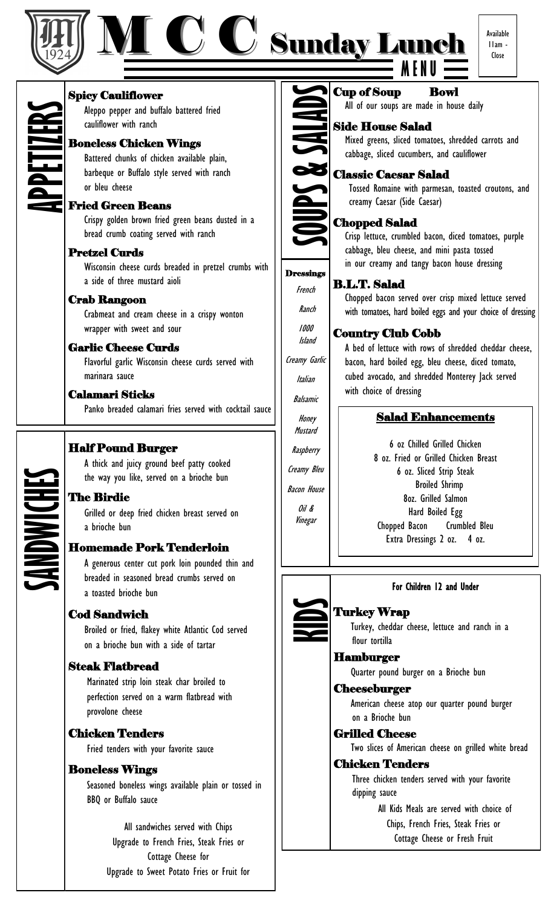# MCC Sunday Lunch MENU

1924

Available 11am - Close

## APPETIZERS

### Spicy Cauliflower
Aleppo pepper and buffalo battered fried cauliflower with ranch

### Boneless Chicken Wings
Battered chunks of chicken available plain, barbeque or Buffalo style served with ranch or bleu cheese

### Fried Green Beans
Crispy golden brown fried green beans dusted in a bread crumb coating served with ranch

### Pretzel Curds
Wisconsin cheese curds breaded in pretzel crumbs with a side of three mustard aioli

### Crab Rangoon
Crabmeat and cream cheese in a crispy wonton wrapper with sweet and sour

### Garlic Cheese Curds
Flavorful garlic Wisconsin cheese curds served with marinara sauce

### Calamari Sticks
Panko breaded calamari fries served with cocktail sauce

## SANDWICHES

### Half Pound Burger
A thick and juicy ground beef patty cooked the way you like, served on a brioche bun

### The Birdie
Grilled or deep fried chicken breast served on a brioche bun

### Homemade Pork Tenderloin
A generous center cut pork loin pounded thin and breaded in seasoned bread crumbs served on a toasted brioche bun

### Cod Sandwich
Broiled or fried, flakey white Atlantic Cod served on a brioche bun with a side of tartar

### Steak Flatbread
Marinated strip loin steak char broiled to perfection served on a warm flatbread with provolone cheese

### Chicken Tenders
Fried tenders with your favorite sauce

### Boneless Wings
Seasoned boneless wings available plain or tossed in BBQ or Buffalo sauce

All sandwiches served with Chips
Upgrade to French Fries, Steak Fries or Cottage Cheese for
Upgrade to Sweet Potato Fries or Fruit for

## SOUPS & SALADS

### Cup of Soup Bowl
All of our soups are made in house daily

### Side House Salad
Mixed greens, sliced tomatoes, shredded carrots and cabbage, sliced cucumbers, and cauliflower

### Classic Caesar Salad
Tossed Romaine with parmesan, toasted croutons, and creamy Caesar (Side Caesar)

### Chopped Salad
Crisp lettuce, crumbled bacon, diced tomatoes, purple cabbage, bleu cheese, and mini pasta tossed in our creamy and tangy bacon house dressing

### B.L.T. Salad
Chopped bacon served over crisp mixed lettuce served with tomatoes, hard boiled eggs and your choice of dressing

### Country Club Cobb
A bed of lettuce with rows of shredded cheddar cheese, bacon, hard boiled egg, bleu cheese, diced tomato, cubed avocado, and shredded Monterey Jack served with choice of dressing

### Dressings
*French*
*Ranch*
*1000 Island*
*Creamy Garlic*
*Italian*
*Balsamic*
*Honey Mustard*
*Raspberry*
*Creamy Bleu*
*Bacon House*
*Oil & Vinegar*

### Salad Enhancements
6 oz Chilled Grilled Chicken
8 oz. Fried or Grilled Chicken Breast
6 oz. Sliced Strip Steak
Broiled Shrimp
8oz. Grilled Salmon
Hard Boiled Egg
Chopped Bacon Crumbled Bleu
Extra Dressings 2 oz. 4 oz.

## KIDS

**For Children 12 and Under**

### Turkey Wrap
Turkey, cheddar cheese, lettuce and ranch in a flour tortilla

### Hamburger
Quarter pound burger on a Brioche bun

### Cheeseburger
American cheese atop our quarter pound burger on a Brioche bun

### Grilled Cheese
Two slices of American cheese on grilled white bread

### Chicken Tenders
Three chicken tenders served with your favorite dipping sauce

All Kids Meals are served with choice of Chips, French Fries, Steak Fries or Cottage Cheese or Fresh Fruit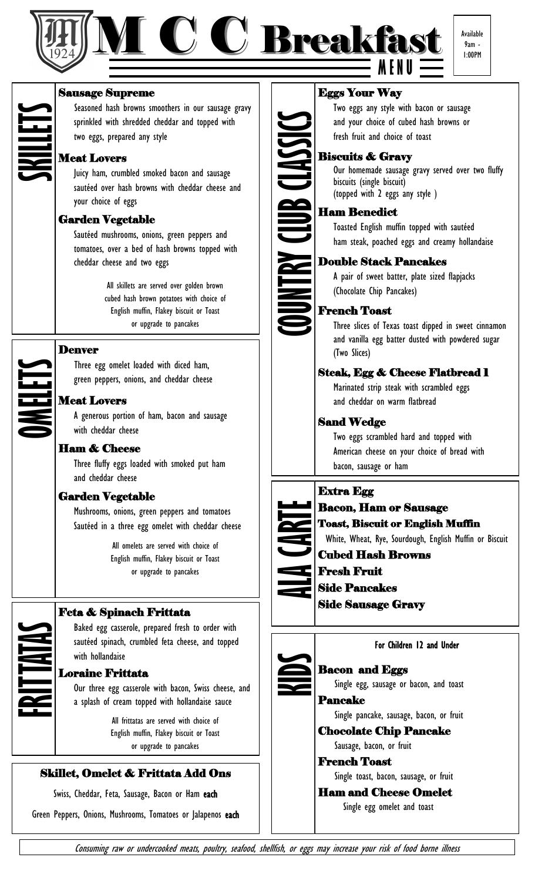# M C C Breakfast

## MENU

Available 9am - 1:00PM

## SKILLETS

### Sausage Supreme

Seasoned hash browns smoothers in our sausage gravy sprinkled with shredded cheddar and topped with two eggs, prepared any style

### Meat Lovers

Juicy ham, crumbled smoked bacon and sausage sautéed over hash browns with cheddar cheese and your choice of eggs

### Garden Vegetable

Sautéed mushrooms, onions, green peppers and tomatoes, over a bed of hash browns topped with cheddar cheese and two eggs

All skillets are served over golden brown cubed hash brown potatoes with choice of English muffin, Flakey biscuit or Toast or upgrade to pancakes

## OMELETS

### Denver

Three egg omelet loaded with diced ham, green peppers, onions, and cheddar cheese

### Meat Lovers

A generous portion of ham, bacon and sausage with cheddar cheese

### Ham & Cheese

Three fluffy eggs loaded with smoked put ham and cheddar cheese

### Garden Vegetable

Mushrooms, onions, green peppers and tomatoes Sautéed in a three egg omelet with cheddar cheese

All omelets are served with choice of English muffin, Flakey biscuit or Toast or upgrade to pancakes

## FRITTATAS

### Feta & Spinach Frittata

Baked egg casserole, prepared fresh to order with sautéed spinach, crumbled feta cheese, and topped with hollandaise

### Loraine Frittata

Our three egg casserole with bacon, Swiss cheese, and a splash of cream topped with hollandaise sauce

All frittatas are served with choice of English muffin, Flakey biscuit or Toast or upgrade to pancakes

## Skillet, Omelet & Frittata Add Ons

Swiss, Cheddar, Feta, Sausage, Bacon or Ham **each**

Green Peppers, Onions, Mushrooms, Tomatoes or Jalapenos **each**

## COUNTRY CLUB CLASSICS

### Eggs Your Way

Two eggs any style with bacon or sausage and your choice of cubed hash browns or fresh fruit and choice of toast

### Biscuits & Gravy

Our homemade sausage gravy served over two fluffy biscuits (single biscuit)
(topped with 2 eggs any style )

### Ham Benedict

Toasted English muffin topped with sautéed ham steak, poached eggs and creamy hollandaise

### Double Stack Pancakes

A pair of sweet batter, plate sized flapjacks
(Chocolate Chip Pancakes)

### French Toast

Three slices of Texas toast dipped in sweet cinnamon and vanilla egg batter dusted with powdered sugar
(Two Slices)

### Steak, Egg & Cheese Flatbread 1

Marinated strip steak with scrambled eggs and cheddar on warm flatbread

### Sand Wedge

Two eggs scrambled hard and topped with American cheese on your choice of bread with bacon, sausage or ham

## ALA CARTE

### Extra Egg

### Bacon, Ham or Sausage

### Toast, Biscuit or English Muffin

White, Wheat, Rye, Sourdough, English Muffin or Biscuit

### Cubed Hash Browns

### Fresh Fruit

### Side Pancakes

### Side Sausage Gravy

## KIDS

For Children 12 and Under

### Bacon and Eggs

Single egg, sausage or bacon, and toast

### Pancake

Single pancake, sausage, bacon, or fruit

### Chocolate Chip Pancake

Sausage, bacon, or fruit

### French Toast

Single toast, bacon, sausage, or fruit

### Ham and Cheese Omelet

Single egg omelet and toast

*Consuming raw or undercooked meats, poultry, seafood, shellfish, or eggs may increase your risk of food borne illness*